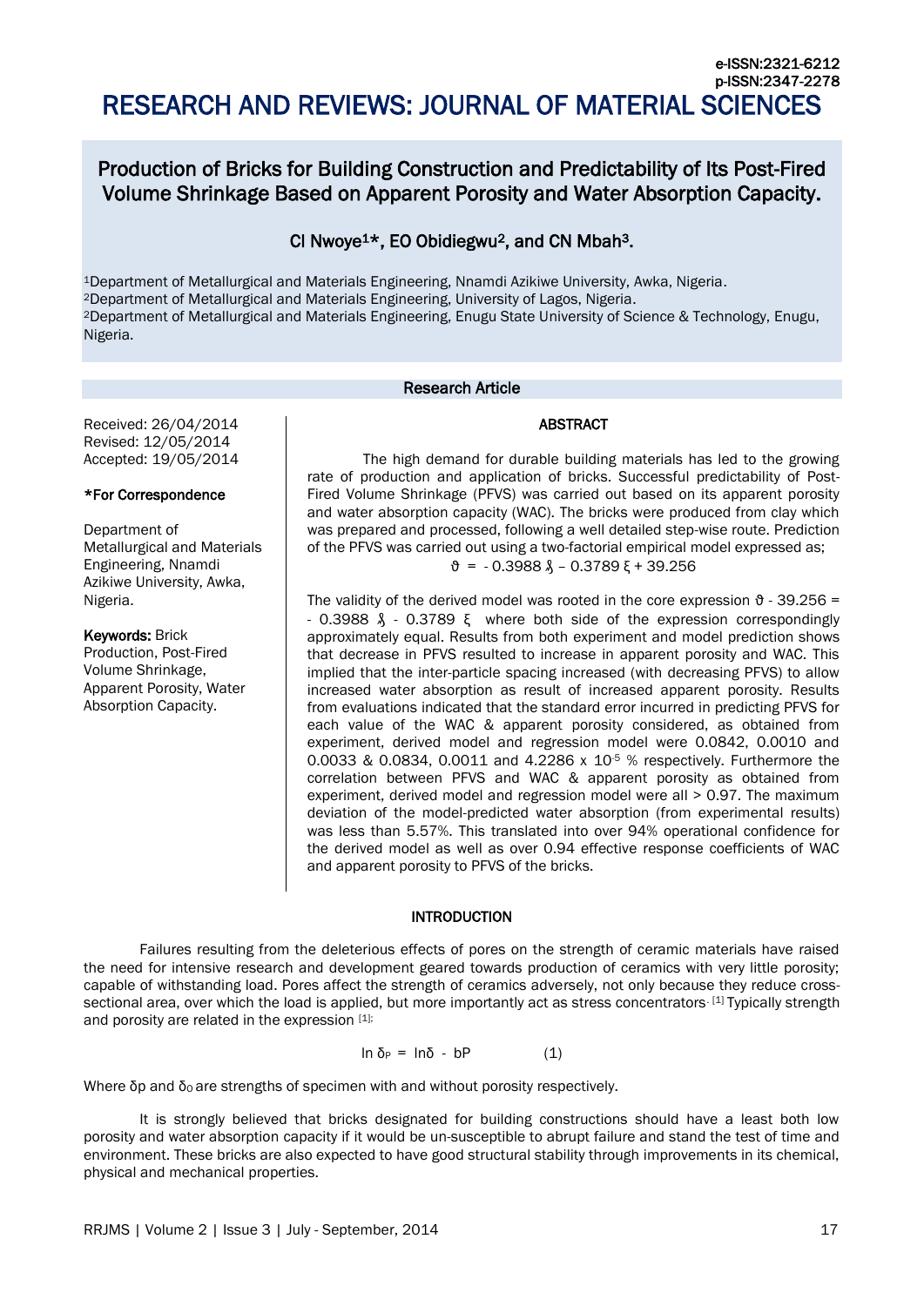e-ISSN:2321-6212
p-ISSN:2347-2278

# RESEARCH AND REVIEWS: JOURNAL OF MATERIAL SCIENCES

## Production of Bricks for Building Construction and Predictability of Its Post-Fired Volume Shrinkage Based on Apparent Porosity and Water Absorption Capacity.

CI Nwoye[1]*, EO Obidiegwu[2], and CN Mbah[3].

[1]Department of Metallurgical and Materials Engineering, Nnamdi Azikiwe University, Awka, Nigeria.
[2]Department of Metallurgical and Materials Engineering, University of Lagos, Nigeria.
[2]Department of Metallurgical and Materials Engineering, Enugu State University of Science & Technology, Enugu, Nigeria.

### Research Article

Received: 26/04/2014
Revised: 12/05/2014
Accepted: 19/05/2014

**\*For Correspondence**

Department of Metallurgical and Materials Engineering, Nnamdi Azikiwe University, Awka, Nigeria.

**Keywords:** Brick Production, Post-Fired Volume Shrinkage, Apparent Porosity, Water Absorption Capacity.

### ABSTRACT

The high demand for durable building materials has led to the growing rate of production and application of bricks. Successful predictability of Post-Fired Volume Shrinkage (PFVS) was carried out based on its apparent porosity and water absorption capacity (WAC). The bricks were produced from clay which was prepared and processed, following a well detailed step-wise route. Prediction of the PFVS was carried out using a two-factorial empirical model expressed as;

$$\vartheta = -0.3988\,\S - 0.3789\,\xi + 39.256$$

The validity of the derived model was rooted in the core expression $\vartheta - 39.256 = -0.3988\,\S - 0.3789\,\xi$ where both side of the expression correspondingly approximately equal. Results from both experiment and model prediction shows that decrease in PFVS resulted to increase in apparent porosity and WAC. This implied that the inter-particle spacing increased (with decreasing PFVS) to allow increased water absorption as result of increased apparent porosity. Results from evaluations indicated that the standard error incurred in predicting PFVS for each value of the WAC & apparent porosity considered, as obtained from experiment, derived model and regression model were 0.0842, 0.0010 and 0.0033 & 0.0834, 0.0011 and 4.2286 x $10^{-5}$ % respectively. Furthermore the correlation between PFVS and WAC & apparent porosity as obtained from experiment, derived model and regression model were all > 0.97. The maximum deviation of the model-predicted water absorption (from experimental results) was less than 5.57%. This translated into over 94% operational confidence for the derived model as well as over 0.94 effective response coefficients of WAC and apparent porosity to PFVS of the bricks.

### INTRODUCTION

Failures resulting from the deleterious effects of pores on the strength of ceramic materials have raised the need for intensive research and development geared towards production of ceramics with very little porosity; capable of withstanding load. Pores affect the strength of ceramics adversely, not only because they reduce cross-sectional area, over which the load is applied, but more importantly act as stress concentrators.[1] Typically strength and porosity are related in the expression [1];

$$\ln \delta_P = \ln\delta - bP \qquad (1)$$

Where $\delta_P$ and $\delta_O$ are strengths of specimen with and without porosity respectively.

It is strongly believed that bricks designated for building constructions should have a least both low porosity and water absorption capacity if it would be un-susceptible to abrupt failure and stand the test of time and environment. These bricks are also expected to have good structural stability through improvements in its chemical, physical and mechanical properties.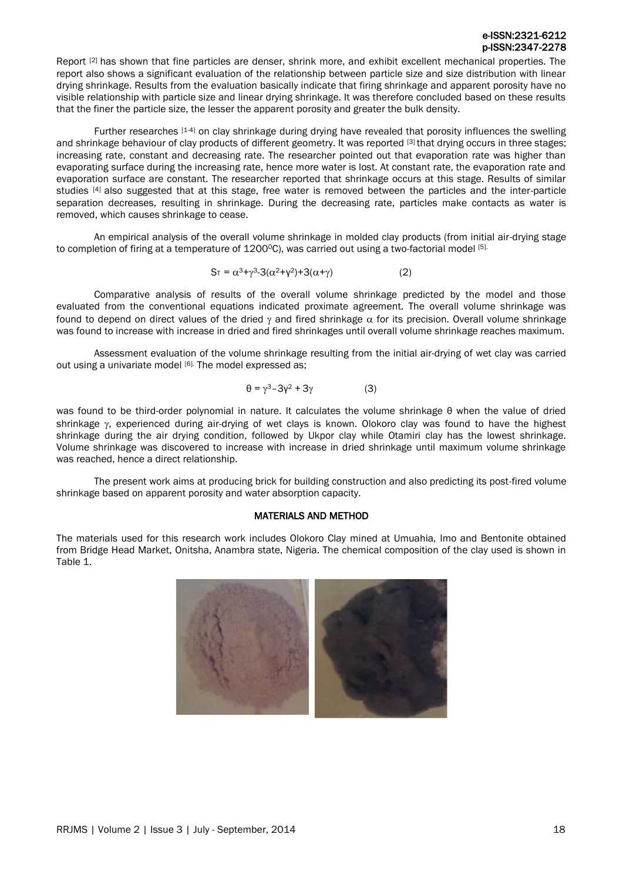Report [2] has shown that fine particles are denser, shrink more, and exhibit excellent mechanical properties. The report also shows a significant evaluation of the relationship between particle size and size distribution with linear drying shrinkage. Results from the evaluation basically indicate that firing shrinkage and apparent porosity have no visible relationship with particle size and linear drying shrinkage. It was therefore concluded based on these results that the finer the particle size, the lesser the apparent porosity and greater the bulk density.

Further researches [1-4] on clay shrinkage during drying have revealed that porosity influences the swelling and shrinkage behaviour of clay products of different geometry. It was reported [3] that drying occurs in three stages; increasing rate, constant and decreasing rate. The researcher pointed out that evaporation rate was higher than evaporating surface during the increasing rate, hence more water is lost. At constant rate, the evaporation rate and evaporation surface are constant. The researcher reported that shrinkage occurs at this stage. Results of similar studies [4] also suggested that at this stage, free water is removed between the particles and the inter-particle separation decreases, resulting in shrinkage. During the decreasing rate, particles make contacts as water is removed, which causes shrinkage to cease.

An empirical analysis of the overall volume shrinkage in molded clay products (from initial air-drying stage to completion of firing at a temperature of 1200$^0$C), was carried out using a two-factorial model [5].

$$S_T = \alpha^3+\gamma^3-3(\alpha^2+\gamma^2)+3(\alpha+\gamma) \qquad (2)$$

Comparative analysis of results of the overall volume shrinkage predicted by the model and those evaluated from the conventional equations indicated proximate agreement. The overall volume shrinkage was found to depend on direct values of the dried $\gamma$ and fired shrinkage $\alpha$ for its precision. Overall volume shrinkage was found to increase with increase in dried and fired shrinkages until overall volume shrinkage reaches maximum.

Assessment evaluation of the volume shrinkage resulting from the initial air-drying of wet clay was carried out using a univariate model [6]. The model expressed as;

$$\theta = \gamma^3 - 3\gamma^2 + 3\gamma \qquad (3)$$

was found to be third-order polynomial in nature. It calculates the volume shrinkage $\theta$ when the value of dried shrinkage $\gamma$, experienced during air-drying of wet clays is known. Olokoro clay was found to have the highest shrinkage during the air drying condition, followed by Ukpor clay while Otamiri clay has the lowest shrinkage. Volume shrinkage was discovered to increase with increase in dried shrinkage until maximum volume shrinkage was reached, hence a direct relationship.

The present work aims at producing brick for building construction and also predicting its post-fired volume shrinkage based on apparent porosity and water absorption capacity.

## MATERIALS AND METHOD

The materials used for this research work includes Olokoro Clay mined at Umuahia, Imo and Bentonite obtained from Bridge Head Market, Onitsha, Anambra state, Nigeria. The chemical composition of the clay used is shown in Table 1.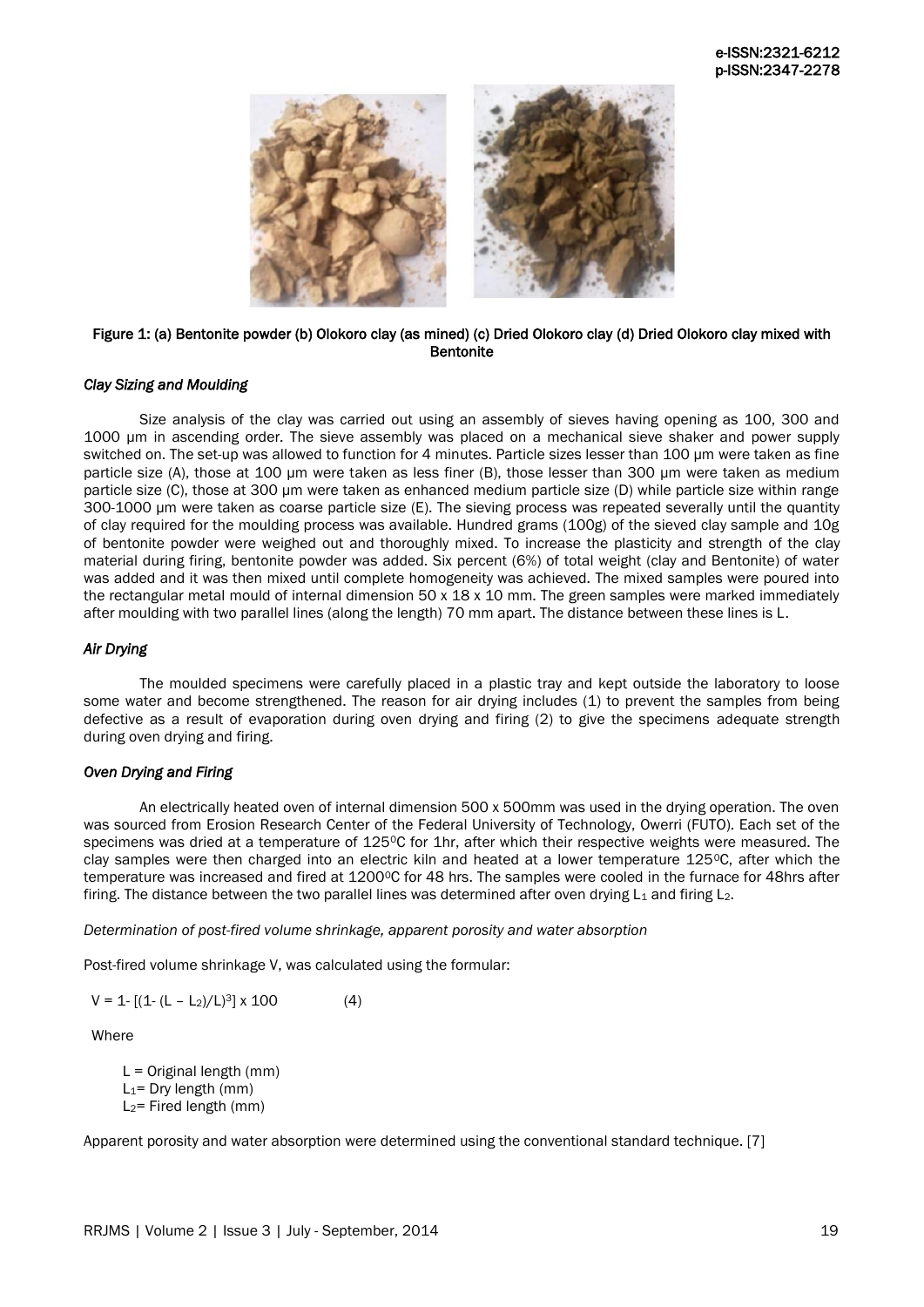Figure 1: (a) Bentonite powder (b) Olokoro clay (as mined) (c) Dried Olokoro clay (d) Dried Olokoro clay mixed with Bentonite

### *Clay Sizing and Moulding*

Size analysis of the clay was carried out using an assembly of sieves having opening as 100, 300 and 1000 μm in ascending order. The sieve assembly was placed on a mechanical sieve shaker and power supply switched on. The set-up was allowed to function for 4 minutes. Particle sizes lesser than 100 μm were taken as fine particle size (A), those at 100 μm were taken as less finer (B), those lesser than 300 μm were taken as medium particle size (C), those at 300 μm were taken as enhanced medium particle size (D) while particle size within range 300-1000 μm were taken as coarse particle size (E). The sieving process was repeated severally until the quantity of clay required for the moulding process was available. Hundred grams (100g) of the sieved clay sample and 10g of bentonite powder were weighed out and thoroughly mixed. To increase the plasticity and strength of the clay material during firing, bentonite powder was added. Six percent (6%) of total weight (clay and Bentonite) of water was added and it was then mixed until complete homogeneity was achieved. The mixed samples were poured into the rectangular metal mould of internal dimension 50 x 18 x 10 mm. The green samples were marked immediately after moulding with two parallel lines (along the length) 70 mm apart. The distance between these lines is L.

### *Air Drying*

The moulded specimens were carefully placed in a plastic tray and kept outside the laboratory to loose some water and become strengthened. The reason for air drying includes (1) to prevent the samples from being defective as a result of evaporation during oven drying and firing (2) to give the specimens adequate strength during oven drying and firing.

### *Oven Drying and Firing*

An electrically heated oven of internal dimension 500 x 500mm was used in the drying operation. The oven was sourced from Erosion Research Center of the Federal University of Technology, Owerri (FUTO). Each set of the specimens was dried at a temperature of 125$^0$C for 1hr, after which their respective weights were measured. The clay samples were then charged into an electric kiln and heated at a lower temperature 125$^0$C, after which the temperature was increased and fired at 1200$^0$C for 48 hrs. The samples were cooled in the furnace for 48hrs after firing. The distance between the two parallel lines was determined after oven drying $L_1$ and firing $L_2$.

*Determination of post-fired volume shrinkage, apparent porosity and water absorption*

Post-fired volume shrinkage V, was calculated using the formular:

$$V = 1- [(1- (L - L_2)/L)^3] \times 100 \qquad (4)$$

Where

$L$ = Original length (mm)
$L_1$= Dry length (mm)
$L_2$= Fired length (mm)

Apparent porosity and water absorption were determined using the conventional standard technique. [7]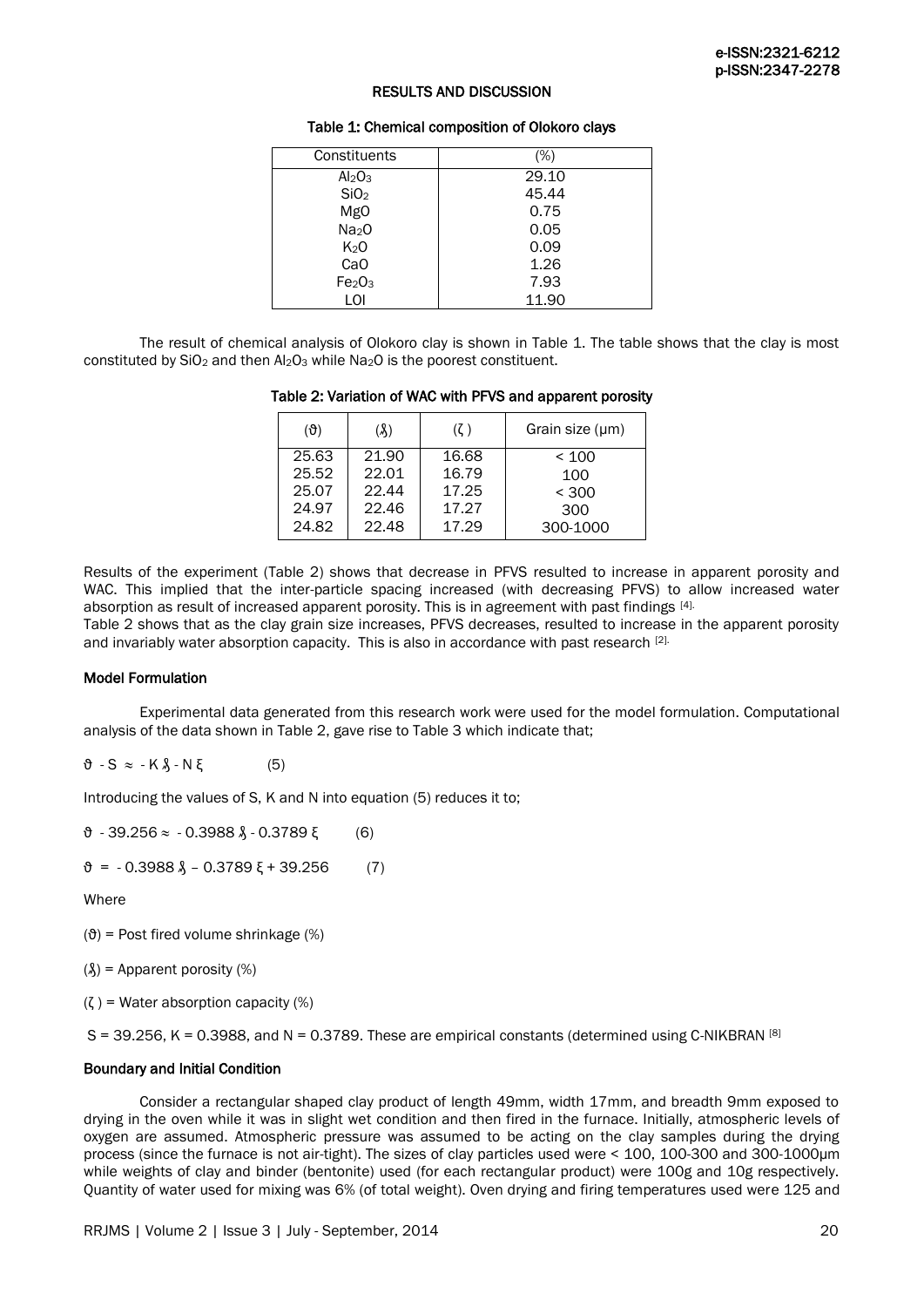## RESULTS AND DISCUSSION

**Table 1: Chemical composition of Olokoro clays**

| Constituents | (%) |
|---|---|
| $Al_2O_3$ | 29.10 |
| $SiO_2$ | 45.44 |
| MgO | 0.75 |
| $Na_2O$ | 0.05 |
| $K_2O$ | 0.09 |
| CaO | 1.26 |
| $Fe_2O_3$ | 7.93 |
| LOI | 11.90 |

The result of chemical analysis of Olokoro clay is shown in Table 1. The table shows that the clay is most constituted by $SiO_2$ and then $Al_2O_3$ while $Na_2O$ is the poorest constituent.

**Table 2: Variation of WAC with PFVS and apparent porosity**

| (ϑ) | (ȣ) | (ζ ) | Grain size (μm) |
|---|---|---|---|
| 25.63 | 21.90 | 16.68 | < 100 |
| 25.52 | 22.01 | 16.79 | 100 |
| 25.07 | 22.44 | 17.25 | < 300 |
| 24.97 | 22.46 | 17.27 | 300 |
| 24.82 | 22.48 | 17.29 | 300-1000 |

Results of the experiment (Table 2) shows that decrease in PFVS resulted to increase in apparent porosity and WAC. This implied that the inter-particle spacing increased (with decreasing PFVS) to allow increased water absorption as result of increased apparent porosity. This is in agreement with past findings [4].

Table 2 shows that as the clay grain size increases, PFVS decreases, resulted to increase in the apparent porosity and invariably water absorption capacity. This is also in accordance with past research [2].

### Model Formulation

Experimental data generated from this research work were used for the model formulation. Computational analysis of the data shown in Table 2, gave rise to Table 3 which indicate that;

$$\vartheta - S \approx - K ȣ - N \xi \qquad (5)$$

Introducing the values of S, K and N into equation (5) reduces it to;

$$\vartheta - 39.256 \approx - 0.3988 ȣ - 0.3789 \xi \qquad (6)$$

$$\vartheta = - 0.3988 ȣ - 0.3789 \xi + 39.256 \qquad (7)$$

Where

(ϑ) = Post fired volume shrinkage (%)

(ȣ) = Apparent porosity (%)

(ζ ) = Water absorption capacity (%)

S = 39.256, K = 0.3988, and N = 0.3789. These are empirical constants (determined using C-NIKBRAN [8]

### Boundary and Initial Condition

Consider a rectangular shaped clay product of length 49mm, width 17mm, and breadth 9mm exposed to drying in the oven while it was in slight wet condition and then fired in the furnace. Initially, atmospheric levels of oxygen are assumed. Atmospheric pressure was assumed to be acting on the clay samples during the drying process (since the furnace is not air-tight). The sizes of clay particles used were < 100, 100-300 and 300-1000μm while weights of clay and binder (bentonite) used (for each rectangular product) were 100g and 10g respectively. Quantity of water used for mixing was 6% (of total weight). Oven drying and firing temperatures used were 125 and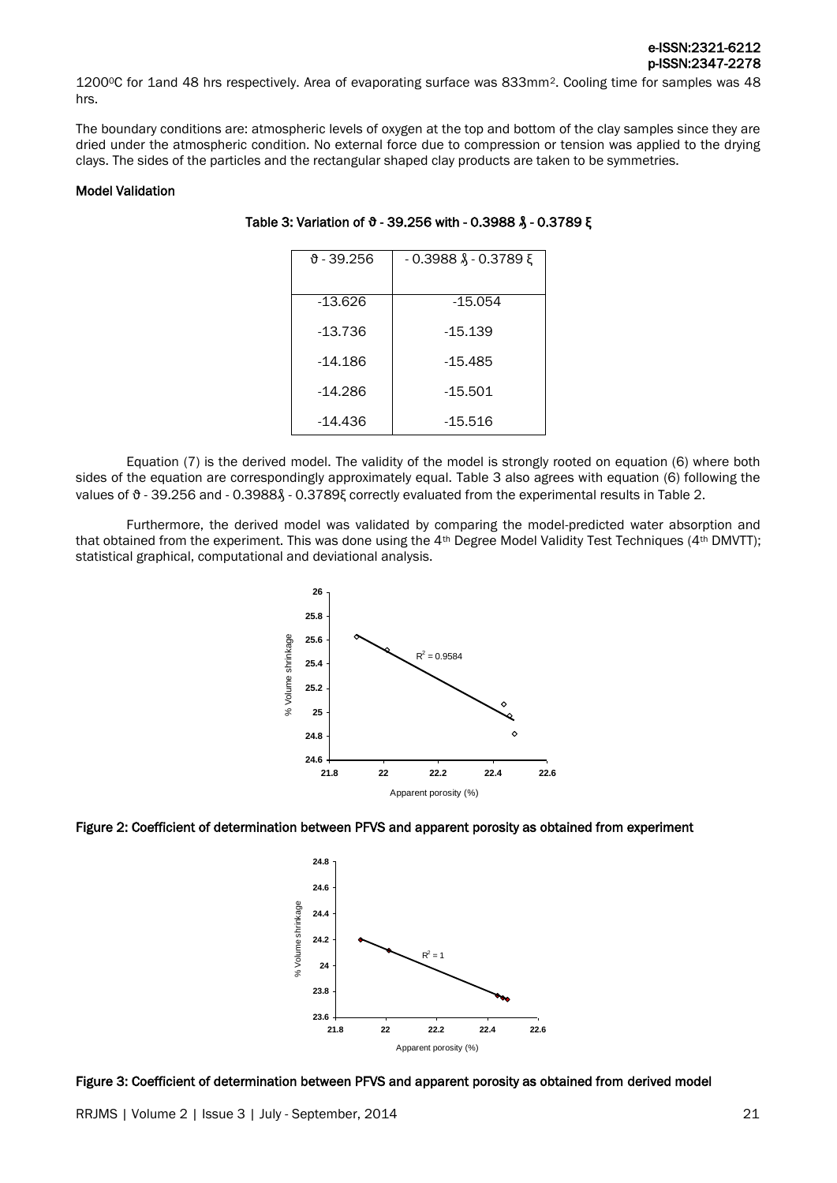1200$^0$C for 1and 48 hrs respectively. Area of evaporating surface was 833mm$^2$. Cooling time for samples was 48 hrs.

The boundary conditions are: atmospheric levels of oxygen at the top and bottom of the clay samples since they are dried under the atmospheric condition. No external force due to compression or tension was applied to the drying clays. The sides of the particles and the rectangular shaped clay products are taken to be symmetries.

### Model Validation

**Table 3: Variation of ϑ - 39.256 with - 0.3988 ᶊ - 0.3789 ξ**

| ϑ - 39.256 | - 0.3988 ᶊ - 0.3789 ξ |
|---|---|
| -13.626 | -15.054 |
| -13.736 | -15.139 |
| -14.186 | -15.485 |
| -14.286 | -15.501 |
| -14.436 | -15.516 |

Equation (7) is the derived model. The validity of the model is strongly rooted on equation (6) where both sides of the equation are correspondingly approximately equal. Table 3 also agrees with equation (6) following the values of ϑ - 39.256 and - 0.3988ᶊ - 0.3789ξ correctly evaluated from the experimental results in Table 2.

Furthermore, the derived model was validated by comparing the model-predicted water absorption and that obtained from the experiment. This was done using the 4th Degree Model Validity Test Techniques (4th DMVTT); statistical graphical, computational and deviational analysis.

**Figure 2: Coefficient of determination between PFVS and apparent porosity as obtained from experiment**

**Figure 3: Coefficient of determination between PFVS and apparent porosity as obtained from derived model**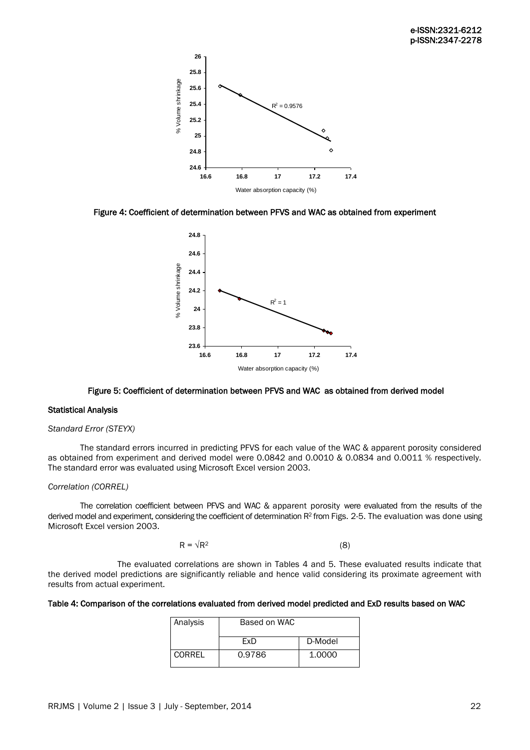Figure 4: Coefficient of determination between PFVS and WAC as obtained from experiment

Figure 5: Coefficient of determination between PFVS and WAC as obtained from derived model

### Statistical Analysis

*Standard Error (STEYX)*

The standard errors incurred in predicting PFVS for each value of the WAC & apparent porosity considered as obtained from experiment and derived model were 0.0842 and 0.0010 & 0.0834 and 0.0011 % respectively. The standard error was evaluated using Microsoft Excel version 2003.

*Correlation (CORREL)*

The correlation coefficient between PFVS and WAC & apparent porosity were evaluated from the results of the derived model and experiment, considering the coefficient of determination $R^2$ from Figs. 2-5. The evaluation was done using Microsoft Excel version 2003.

$$R = \sqrt{R^2} \tag{8}$$

The evaluated correlations are shown in Tables 4 and 5. These evaluated results indicate that the derived model predictions are significantly reliable and hence valid considering its proximate agreement with results from actual experiment.

**Table 4: Comparison of the correlations evaluated from derived model predicted and ExD results based on WAC**

| Analysis | Based on WAC | |
|---|---|---|
| | ExD | D-Model |
| CORREL | 0.9786 | 1.0000 |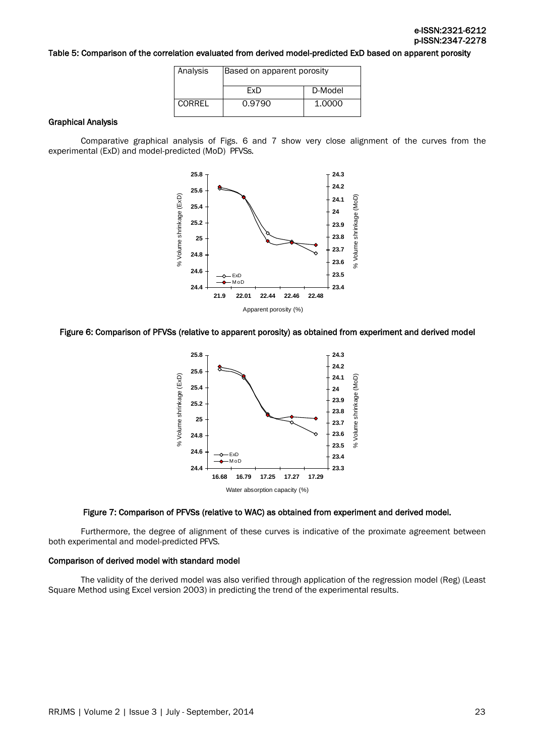Table 5: Comparison of the correlation evaluated from derived model-predicted ExD based on apparent porosity

| Analysis | Based on apparent porosity | |
|---|---|---|
| | ExD | D-Model |
| CORREL | 0.9790 | 1.0000 |

### Graphical Analysis

Comparative graphical analysis of Figs. 6 and 7 show very close alignment of the curves from the experimental (ExD) and model-predicted (MoD) PFVSs.

Figure 6: Comparison of PFVSs (relative to apparent porosity) as obtained from experiment and derived model

Figure 7: Comparison of PFVSs (relative to WAC) as obtained from experiment and derived model.

Furthermore, the degree of alignment of these curves is indicative of the proximate agreement between both experimental and model-predicted PFVS.

### Comparison of derived model with standard model

The validity of the derived model was also verified through application of the regression model (Reg) (Least Square Method using Excel version 2003) in predicting the trend of the experimental results.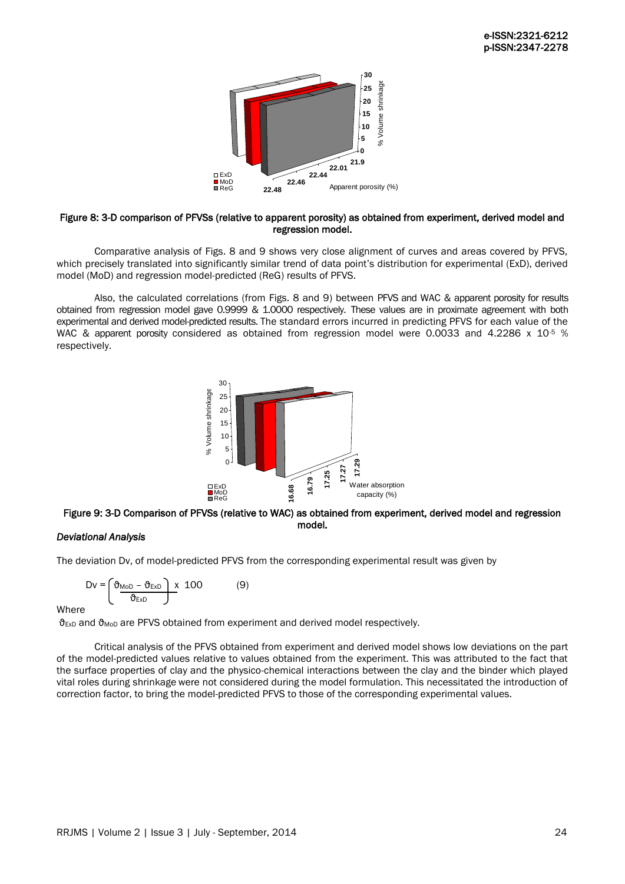Figure 8: 3-D comparison of PFVSs (relative to apparent porosity) as obtained from experiment, derived model and regression model.

Comparative analysis of Figs. 8 and 9 shows very close alignment of curves and areas covered by PFVS, which precisely translated into significantly similar trend of data point's distribution for experimental (ExD), derived model (MoD) and regression model-predicted (ReG) results of PFVS.

Also, the calculated correlations (from Figs. 8 and 9) between PFVS and WAC & apparent porosity for results obtained from regression model gave 0.9999 & 1.0000 respectively. These values are in proximate agreement with both experimental and derived model-predicted results. The standard errors incurred in predicting PFVS for each value of the WAC & apparent porosity considered as obtained from regression model were 0.0033 and 4.2286 x $10^{-5}$ % respectively.

Figure 9: 3-D Comparison of PFVSs (relative to WAC) as obtained from experiment, derived model and regression model.

*Deviational Analysis*

The deviation Dv, of model-predicted PFVS from the corresponding experimental result was given by

$$Dv = \left( \frac{\vartheta_{MoD} - \vartheta_{ExD}}{\vartheta_{ExD}} \right) \times 100 \qquad (9)$$

Where

$\vartheta_{ExD}$ and $\vartheta_{MoD}$ are PFVS obtained from experiment and derived model respectively.

Critical analysis of the PFVS obtained from experiment and derived model shows low deviations on the part of the model-predicted values relative to values obtained from the experiment. This was attributed to the fact that the surface properties of clay and the physico-chemical interactions between the clay and the binder which played vital roles during shrinkage were not considered during the model formulation. This necessitated the introduction of correction factor, to bring the model-predicted PFVS to those of the corresponding experimental values.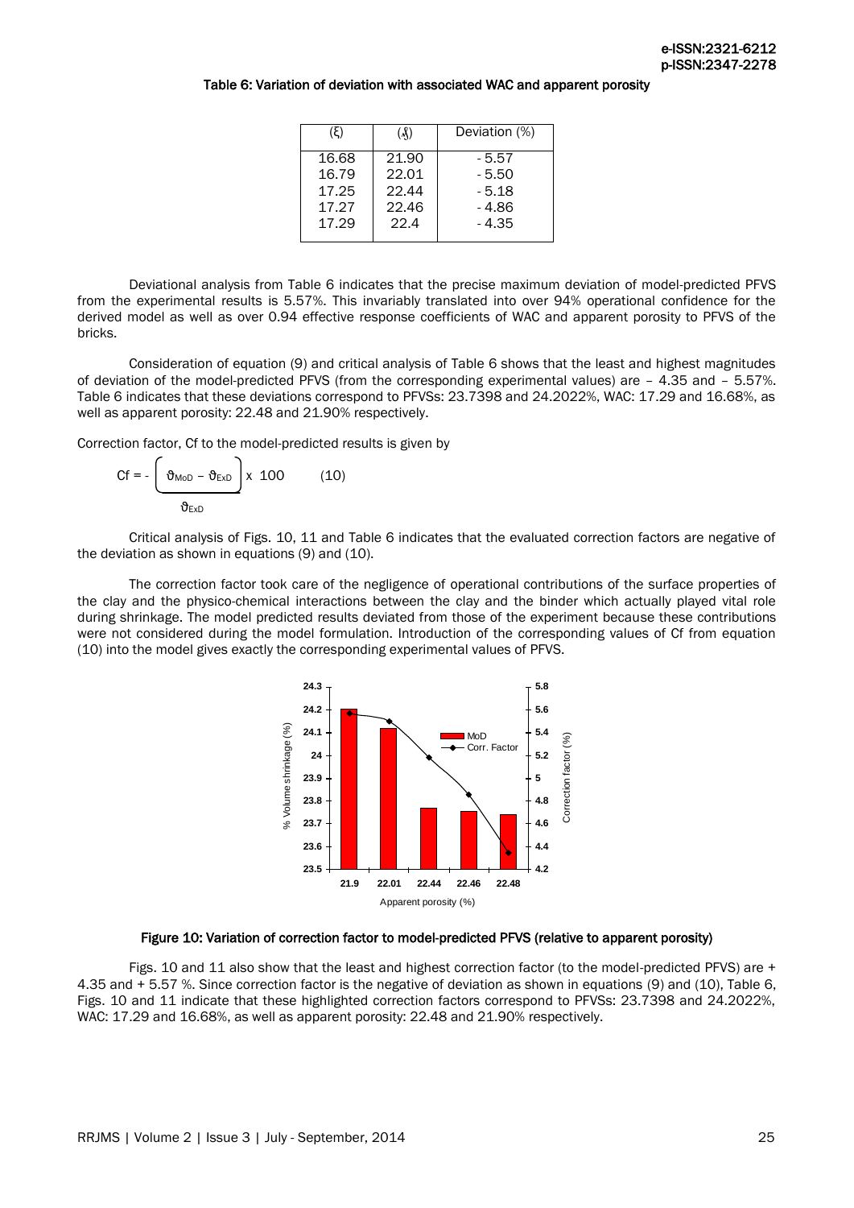Table 6: Variation of deviation with associated WAC and apparent porosity

| (ξ) | (ʆ) | Deviation (%) |
|---|---|---|
| 16.68 | 21.90 | - 5.57 |
| 16.79 | 22.01 | - 5.50 |
| 17.25 | 22.44 | - 5.18 |
| 17.27 | 22.46 | - 4.86 |
| 17.29 | 22.4 | - 4.35 |

Deviational analysis from Table 6 indicates that the precise maximum deviation of model-predicted PFVS from the experimental results is 5.57%. This invariably translated into over 94% operational confidence for the derived model as well as over 0.94 effective response coefficients of WAC and apparent porosity to PFVS of the bricks.

Consideration of equation (9) and critical analysis of Table 6 shows that the least and highest magnitudes of deviation of the model-predicted PFVS (from the corresponding experimental values) are – 4.35 and – 5.57%. Table 6 indicates that these deviations correspond to PFVSs: 23.7398 and 24.2022%, WAC: 17.29 and 16.68%, as well as apparent porosity: 22.48 and 21.90% respectively.

Correction factor, Cf to the model-predicted results is given by

$$Cf = - \left( \frac{\vartheta_{MoD} - \vartheta_{ExD}}{\vartheta_{ExD}} \right) \times 100 \qquad (10)$$

Critical analysis of Figs. 10, 11 and Table 6 indicates that the evaluated correction factors are negative of the deviation as shown in equations (9) and (10).

The correction factor took care of the negligence of operational contributions of the surface properties of the clay and the physico-chemical interactions between the clay and the binder which actually played vital role during shrinkage. The model predicted results deviated from those of the experiment because these contributions were not considered during the model formulation. Introduction of the corresponding values of Cf from equation (10) into the model gives exactly the corresponding experimental values of PFVS.

Figure 10: Variation of correction factor to model-predicted PFVS (relative to apparent porosity)

Figs. 10 and 11 also show that the least and highest correction factor (to the model-predicted PFVS) are + 4.35 and + 5.57 %. Since correction factor is the negative of deviation as shown in equations (9) and (10), Table 6, Figs. 10 and 11 indicate that these highlighted correction factors correspond to PFVSs: 23.7398 and 24.2022%, WAC: 17.29 and 16.68%, as well as apparent porosity: 22.48 and 21.90% respectively.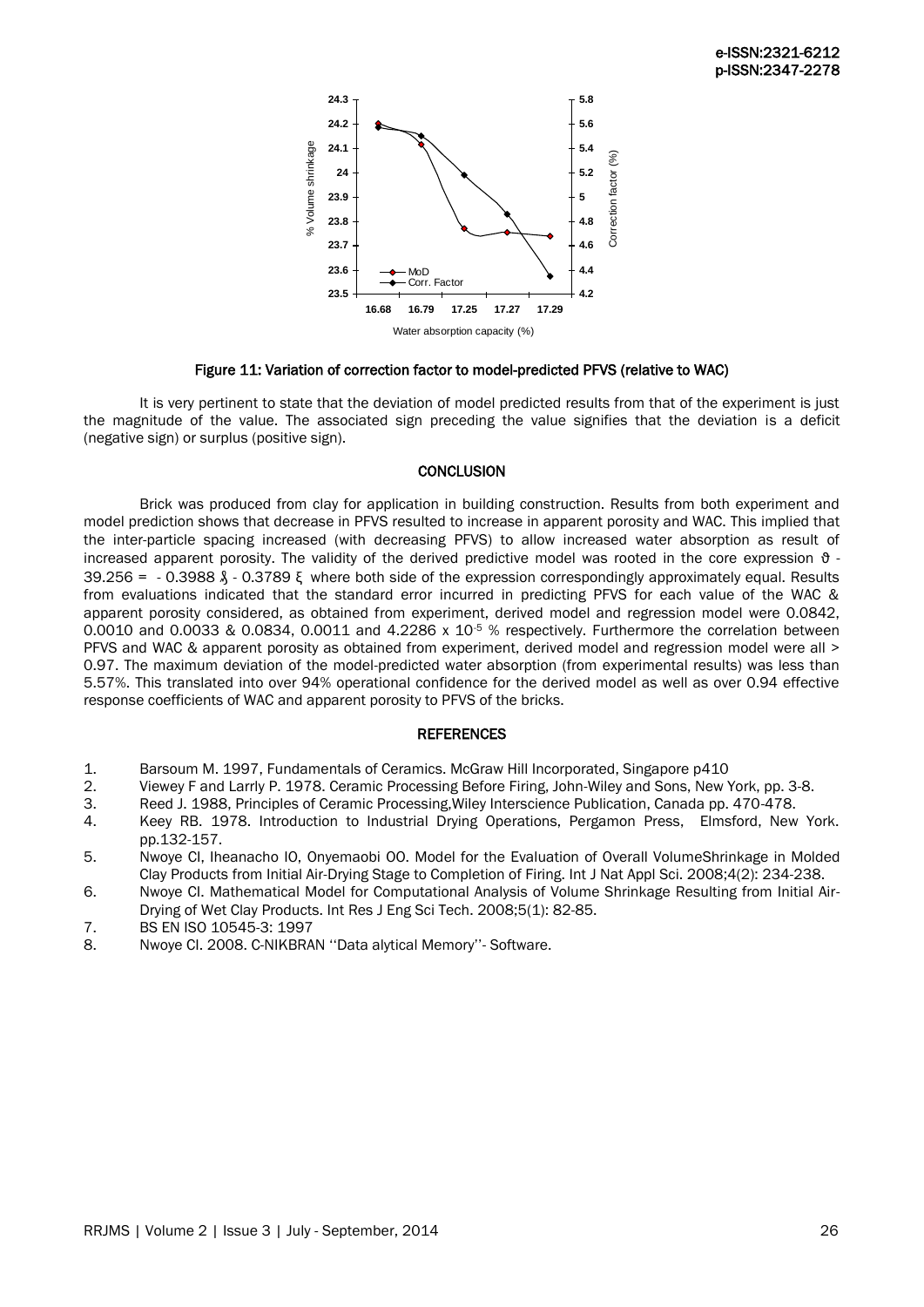24.3
24.2
24.1
24
23.9
23.8
23.7
23.6
23.5

% Volume shrinkage

5.8
5.6
5.4
5.2
5
4.8
4.6
4.4
4.2

Correction factor (%)

MoD
Corr. Factor

16.68 16.79 17.25 17.27 17.29

Water absorption capacity (%)

**Figure 11: Variation of correction factor to model-predicted PFVS (relative to WAC)**

It is very pertinent to state that the deviation of model predicted results from that of the experiment is just the magnitude of the value. The associated sign preceding the value signifies that the deviation is a deficit (negative sign) or surplus (positive sign).

## CONCLUSION

Brick was produced from clay for application in building construction. Results from both experiment and model prediction shows that decrease in PFVS resulted to increase in apparent porosity and WAC. This implied that the inter-particle spacing increased (with decreasing PFVS) to allow increased water absorption as result of increased apparent porosity. The validity of the derived predictive model was rooted in the core expression $\vartheta - 39.256 = -0.3988\,\S - 0.3789\,\xi$ where both side of the expression correspondingly approximately equal. Results from evaluations indicated that the standard error incurred in predicting PFVS for each value of the WAC & apparent porosity considered, as obtained from experiment, derived model and regression model were 0.0842, 0.0010 and 0.0033 & 0.0834, 0.0011 and $4.2286 \times 10^{-5}$ % respectively. Furthermore the correlation between PFVS and WAC & apparent porosity as obtained from experiment, derived model and regression model were all > 0.97. The maximum deviation of the model-predicted water absorption (from experimental results) was less than 5.57%. This translated into over 94% operational confidence for the derived model as well as over 0.94 effective response coefficients of WAC and apparent porosity to PFVS of the bricks.

## REFERENCES

1. Barsoum M. 1997, Fundamentals of Ceramics. McGraw Hill Incorporated, Singapore p410
2. Viewey F and Larrly P. 1978. Ceramic Processing Before Firing, John-Wiley and Sons, New York, pp. 3-8.
3. Reed J. 1988, Principles of Ceramic Processing,Wiley Interscience Publication, Canada pp. 470-478.
4. Keey RB. 1978. Introduction to Industrial Drying Operations, Pergamon Press, Elmsford, New York. pp.132-157.
5. Nwoye CI, Iheanacho IO, Onyemaobi OO. Model for the Evaluation of Overall VolumeShrinkage in Molded Clay Products from Initial Air-Drying Stage to Completion of Firing. Int J Nat Appl Sci. 2008;4(2): 234-238.
6. Nwoye CI. Mathematical Model for Computational Analysis of Volume Shrinkage Resulting from Initial Air-Drying of Wet Clay Products. Int Res J Eng Sci Tech. 2008;5(1): 82-85.
7. BS EN ISO 10545-3: 1997
8. Nwoye CI. 2008. C-NIKBRAN ''Data alytical Memory''- Software.